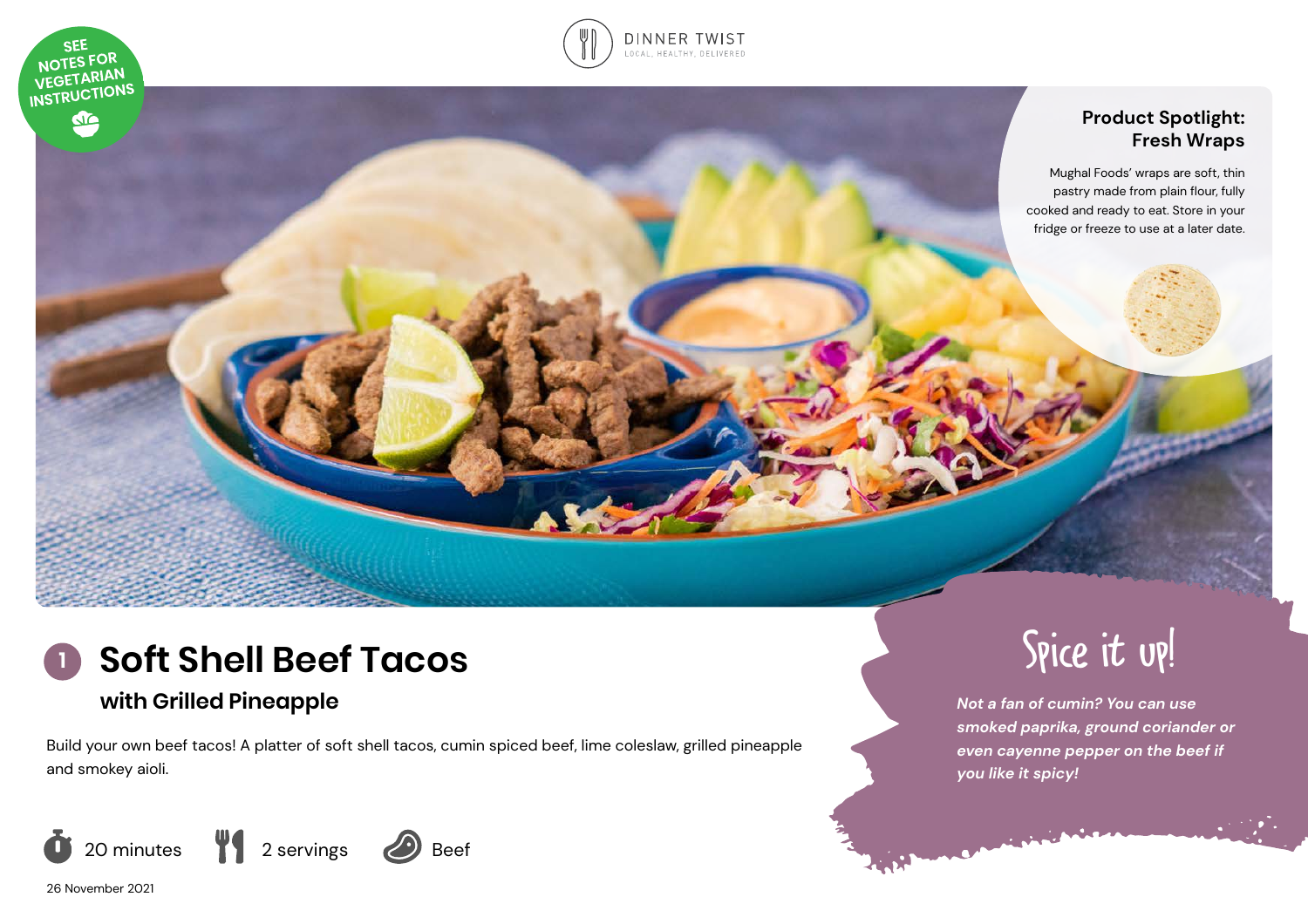SEE NOTES FOR VEGETARIAN INSTRUCTIONS

DINNER TWIST
LOCAL, HEALTHY, DELIVERED

## Product Spotlight: Fresh Wraps

Mughal Foods' wraps are soft, thin pastry made from plain flour, fully cooked and ready to eat. Store in your fridge or freeze to use at a later date.

# 1 Soft Shell Beef Tacos

## with Grilled Pineapple

Build your own beef tacos! A platter of soft shell tacos, cumin spiced beef, lime coleslaw, grilled pineapple and smokey aioli.

20 minutes | 2 servings | Beef

26 November 2021

## Spice it up!

*Not a fan of cumin? You can use smoked paprika, ground coriander or even cayenne pepper on the beef if you like it spicy!*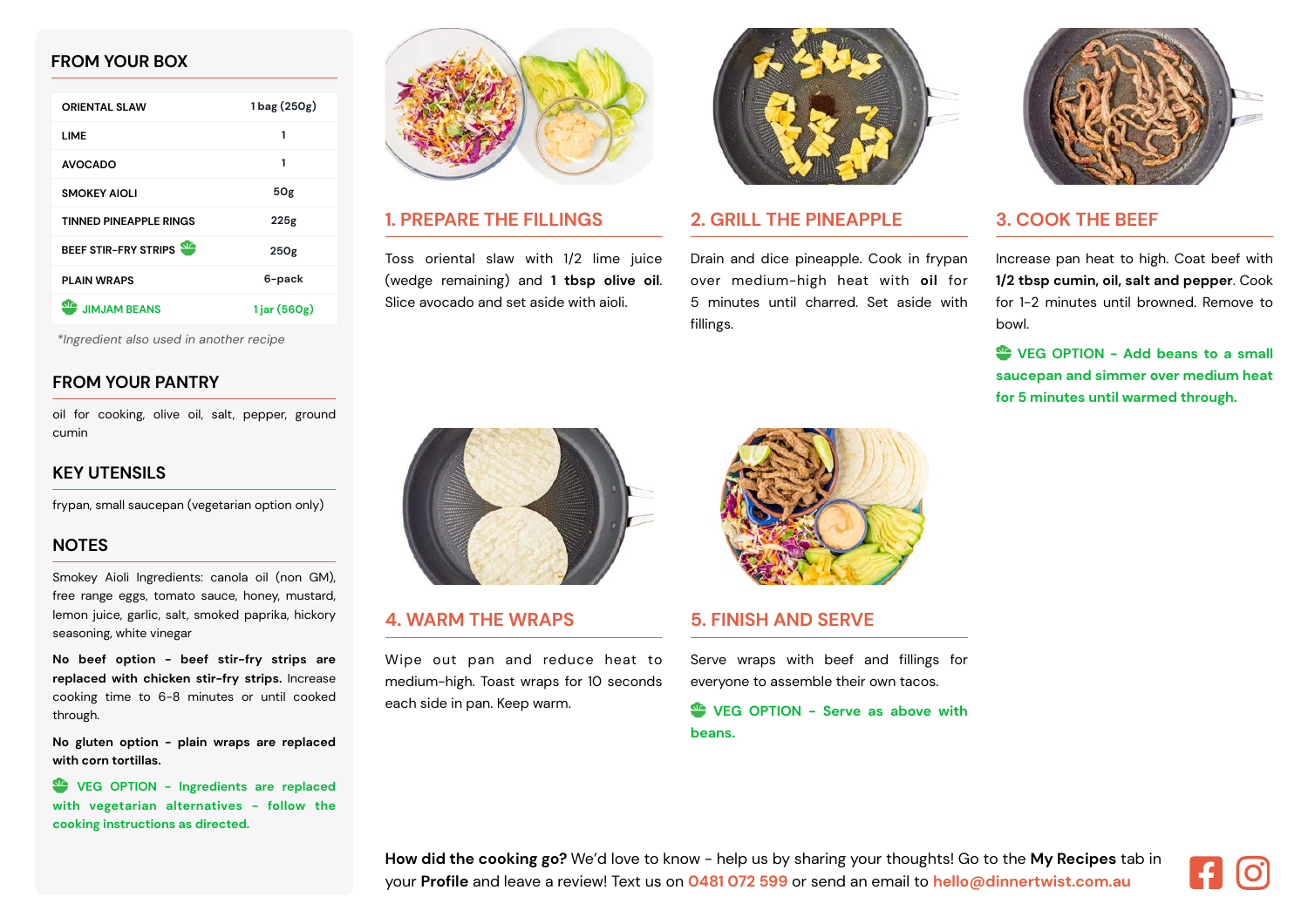## FROM YOUR BOX

| | |
|---|---|
| ORIENTAL SLAW | 1 bag (250g) |
| LIME | 1 |
| AVOCADO | 1 |
| SMOKEY AIOLI | 50g |
| TINNED PINEAPPLE RINGS | 225g |
| BEEF STIR-FRY STRIPS | 250g |
| PLAIN WRAPS | 6-pack |
| JIMJAM BEANS | 1 jar (560g) |

*\*Ingredient also used in another recipe*

## FROM YOUR PANTRY

oil for cooking, olive oil, salt, pepper, ground cumin

## KEY UTENSILS

frypan, small saucepan (vegetarian option only)

## NOTES

Smokey Aioli Ingredients: canola oil (non GM), free range eggs, tomato sauce, honey, mustard, lemon juice, garlic, salt, smoked paprika, hickory seasoning, white vinegar

**No beef option - beef stir-fry strips are replaced with chicken stir-fry strips.** Increase cooking time to 6-8 minutes or until cooked through.

**No gluten option - plain wraps are replaced with corn tortillas.**

**VEG OPTION - Ingredients are replaced with vegetarian alternatives - follow the cooking instructions as directed.**

## 1. PREPARE THE FILLINGS

Toss oriental slaw with 1/2 lime juice (wedge remaining) and **1 tbsp olive oil**. Slice avocado and set aside with aioli.

## 2. GRILL THE PINEAPPLE

Drain and dice pineapple. Cook in frypan over medium-high heat with **oil** for 5 minutes until charred. Set aside with fillings.

## 3. COOK THE BEEF

Increase pan heat to high. Coat beef with **1/2 tbsp cumin, oil, salt and pepper**. Cook for 1-2 minutes until browned. Remove to bowl.

**VEG OPTION - Add beans to a small saucepan and simmer over medium heat for 5 minutes until warmed through.**

## 4. WARM THE WRAPS

Wipe out pan and reduce heat to medium-high. Toast wraps for 10 seconds each side in pan. Keep warm.

## 5. FINISH AND SERVE

Serve wraps with beef and fillings for everyone to assemble their own tacos.

**VEG OPTION - Serve as above with beans.**

**How did the cooking go?** We'd love to know - help us by sharing your thoughts! Go to the **My Recipes** tab in your **Profile** and leave a review! Text us on 0481 072 599 or send an email to hello@dinnertwist.com.au